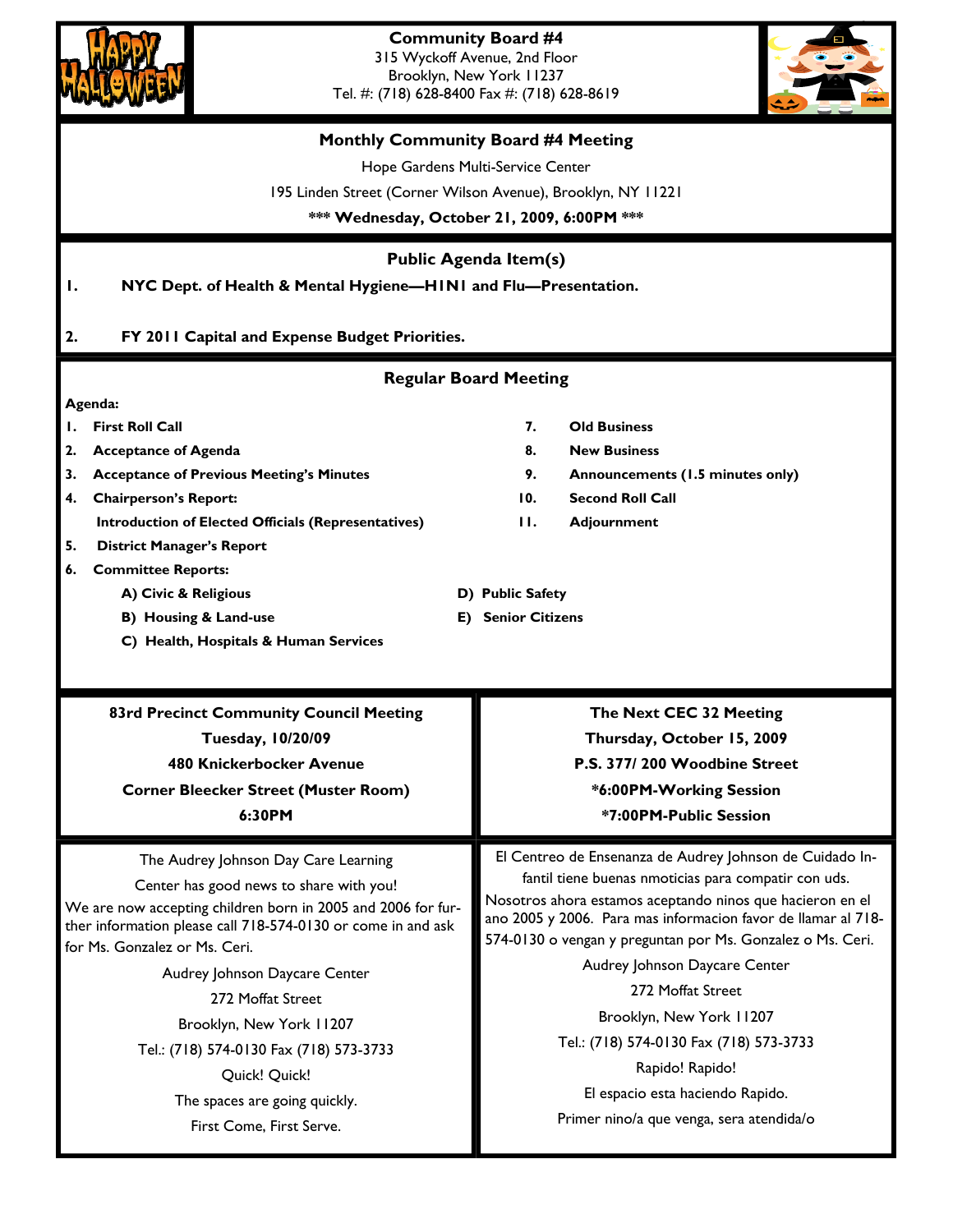# Community Board #4

315 Wyckoff Avenue, 2nd Floor
Brooklyn, New York 11237
Tel. #: (718) 628-8400 Fax #: (718) 628-8619

## Monthly Community Board #4 Meeting

Hope Gardens Multi-Service Center

195 Linden Street (Corner Wilson Avenue), Brooklyn, NY 11221

**\*\*\* Wednesday, October 21, 2009, 6:00PM \*\*\***

## Public Agenda Item(s)

1. **NYC Dept. of Health & Mental Hygiene—H1N1 and Flu—Presentation.**

2. **FY 2011 Capital and Expense Budget Priorities.**

## Regular Board Meeting

**Agenda:**

1. **First Roll Call**
2. **Acceptance of Agenda**
3. **Acceptance of Previous Meeting's Minutes**
4. **Chairperson's Report:**
   **Introduction of Elected Officials (Representatives)**
5. **District Manager's Report**
6. **Committee Reports:**
   - **A) Civic & Religious**
   - **B) Housing & Land-use**
   - **C) Health, Hospitals & Human Services**
   - **D) Public Safety**
   - **E) Senior Citizens**
7. **Old Business**
8. **New Business**
9. **Announcements (1.5 minutes only)**
10. **Second Roll Call**
11. **Adjournment**

**83rd Precinct Community Council Meeting**
**Tuesday, 10/20/09**
**480 Knickerbocker Avenue**
**Corner Bleecker Street (Muster Room)**
**6:30PM**

**The Next CEC 32 Meeting**
**Thursday, October 15, 2009**
**P.S. 377/ 200 Woodbine Street**
**\*6:00PM-Working Session**
**\*7:00PM-Public Session**

The Audrey Johnson Day Care Learning Center has good news to share with you!

We are now accepting children born in 2005 and 2006 for further information please call 718-574-0130 or come in and ask for Ms. Gonzalez or Ms. Ceri.

Audrey Johnson Daycare Center
272 Moffat Street
Brooklyn, New York 11207
Tel.: (718) 574-0130 Fax (718) 573-3733

Quick! Quick!
The spaces are going quickly.
First Come, First Serve.

El Centreo de Ensenanza de Audrey Johnson de Cuidado Infantil tiene buenas nmoticias para compatir con uds.

Nosotros ahora estamos aceptando ninos que hacieron en el ano 2005 y 2006. Para mas informacion favor de llamar al 718-574-0130 o vengan y preguntan por Ms. Gonzalez o Ms. Ceri.

Audrey Johnson Daycare Center
272 Moffat Street
Brooklyn, New York 11207
Tel.: (718) 574-0130 Fax (718) 573-3733

Rapido! Rapido!
El espacio esta haciendo Rapido.
Primer nino/a que venga, sera atendida/o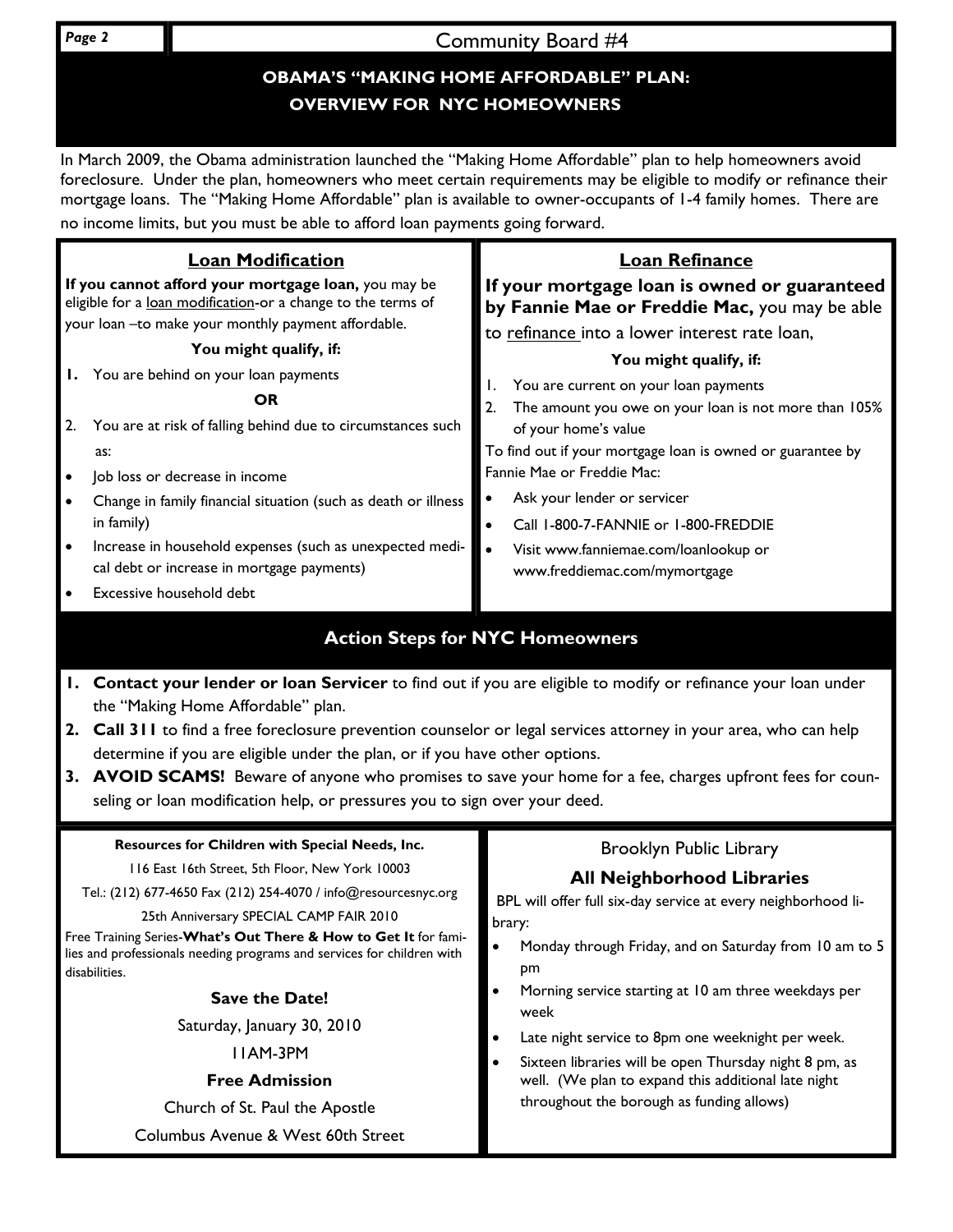# OBAMA'S "MAKING HOME AFFORDABLE" PLAN: OVERVIEW FOR NYC HOMEOWNERS

In March 2009, the Obama administration launched the "Making Home Affordable" plan to help homeowners avoid foreclosure. Under the plan, homeowners who meet certain requirements may be eligible to modify or refinance their mortgage loans. The "Making Home Affordable" plan is available to owner-occupants of 1-4 family homes. There are no income limits, but you must be able to afford loan payments going forward.

## Loan Modification

**If you cannot afford your mortgage loan,** you may be eligible for a loan modification-or a change to the terms of your loan –to make your monthly payment affordable.

**You might qualify, if:**

1. You are behind on your loan payments

**OR**

2. You are at risk of falling behind due to circumstances such as:

- Job loss or decrease in income
- Change in family financial situation (such as death or illness in family)
- Increase in household expenses (such as unexpected medical debt or increase in mortgage payments)
- Excessive household debt

## Loan Refinance

**If your mortgage loan is owned or guaranteed by Fannie Mae or Freddie Mac,** you may be able to refinance into a lower interest rate loan,

**You might qualify, if:**

1. You are current on your loan payments
2. The amount you owe on your loan is not more than 105% of your home's value

To find out if your mortgage loan is owned or guarantee by Fannie Mae or Freddie Mac:

- Ask your lender or servicer
- Call 1-800-7-FANNIE or 1-800-FREDDIE
- Visit www.fanniemae.com/loanlookup or www.freddiemac.com/mymortgage

## Action Steps for NYC Homeowners

1. **Contact your lender or loan Servicer** to find out if you are eligible to modify or refinance your loan under the "Making Home Affordable" plan.
2. **Call 311** to find a free foreclosure prevention counselor or legal services attorney in your area, who can help determine if you are eligible under the plan, or if you have other options.
3. **AVOID SCAMS!** Beware of anyone who promises to save your home for a fee, charges upfront fees for counseling or loan modification help, or pressures you to sign over your deed.

---

**Resources for Children with Special Needs, Inc.**

116 East 16th Street, 5th Floor, New York 10003

Tel.: (212) 677-4650 Fax (212) 254-4070 / info@resourcesnyc.org

25th Anniversary SPECIAL CAMP FAIR 2010

Free Training Series-**What's Out There & How to Get It** for families and professionals needing programs and services for children with disabilities.

**Save the Date!**

Saturday, January 30, 2010

11AM-3PM

**Free Admission**

Church of St. Paul the Apostle

Columbus Avenue & West 60th Street

---

Brooklyn Public Library

**All Neighborhood Libraries**

BPL will offer full six-day service at every neighborhood library:

- Monday through Friday, and on Saturday from 10 am to 5 pm
- Morning service starting at 10 am three weekdays per week
- Late night service to 8pm one weeknight per week.
- Sixteen libraries will be open Thursday night 8 pm, as well. (We plan to expand this additional late night throughout the borough as funding allows)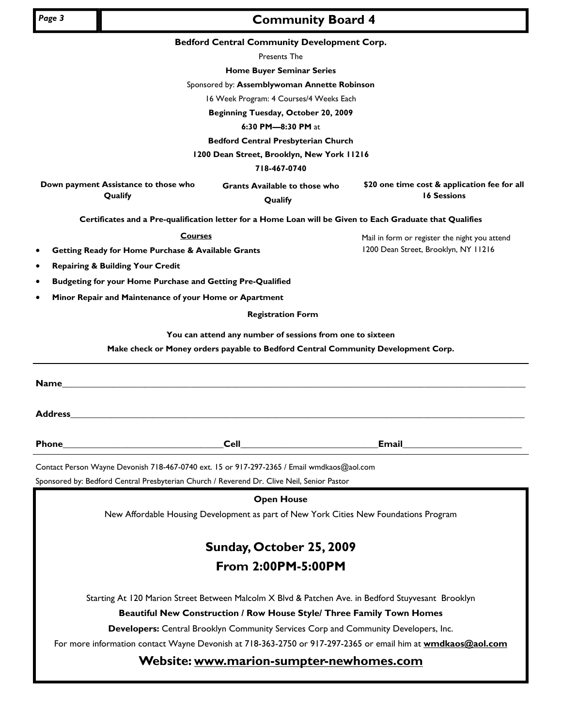**Bedford Central Community Development Corp.**

Presents The

**Home Buyer Seminar Series**

Sponsored by: **Assemblywoman Annette Robinson**

16 Week Program: 4 Courses/4 Weeks Each

**Beginning Tuesday, October 20, 2009**

**6:30 PM—8:30 PM** at

**Bedford Central Presbyterian Church**

**1200 Dean Street, Brooklyn, New York 11216**

**718-467-0740**

**Down payment Assistance to those who Qualify**

**Grants Available to those who Qualify**

**$20 one time cost & application fee for all 16 Sessions**

**Certificates and a Pre-qualification letter for a Home Loan will be Given to Each Graduate that Qualifies**

**Courses**

- **Getting Ready for Home Purchase & Available Grants**
- **Repairing & Building Your Credit**
- **Budgeting for your Home Purchase and Getting Pre-Qualified**
- **Minor Repair and Maintenance of your Home or Apartment**

Mail in form or register the night you attend 1200 Dean Street, Brooklyn, NY 11216

**Registration Form**

**You can attend any number of sessions from one to sixteen**

**Make check or Money orders payable to Bedford Central Community Development Corp.**

**Name**\_\_\_\_\_\_\_\_\_\_\_\_\_\_\_\_\_\_\_\_\_\_\_\_\_\_\_\_\_\_\_\_\_\_\_\_\_\_\_\_

**Address**\_\_\_\_\_\_\_\_\_\_\_\_\_\_\_\_\_\_\_\_\_\_\_\_\_\_\_\_\_\_\_\_\_\_\_\_\_\_

**Phone**\_\_\_\_\_\_\_\_\_\_\_\_\_\_\_\_**Cell**\_\_\_\_\_\_\_\_\_\_\_\_\_\_**Email**\_\_\_\_\_\_\_\_\_\_\_\_\_\_

Contact Person Wayne Devonish 718-467-0740 ext. 15 or 917-297-2365 / Email wmdkaos@aol.com

Sponsored by: Bedford Central Presbyterian Church / Reverend Dr. Clive Neil, Senior Pastor

**Open House**

New Affordable Housing Development as part of New York Cities New Foundations Program

## Sunday, October 25, 2009

## From 2:00PM-5:00PM

Starting At 120 Marion Street Between Malcolm X Blvd & Patchen Ave. in Bedford Stuyvesant Brooklyn

**Beautiful New Construction / Row House Style/ Three Family Town Homes**

**Developers:** Central Brooklyn Community Services Corp and Community Developers, Inc.

For more information contact Wayne Devonish at 718-363-2750 or 917-297-2365 or email him at **wmdkaos@aol.com**

## Website: www.marion-sumpter-newhomes.com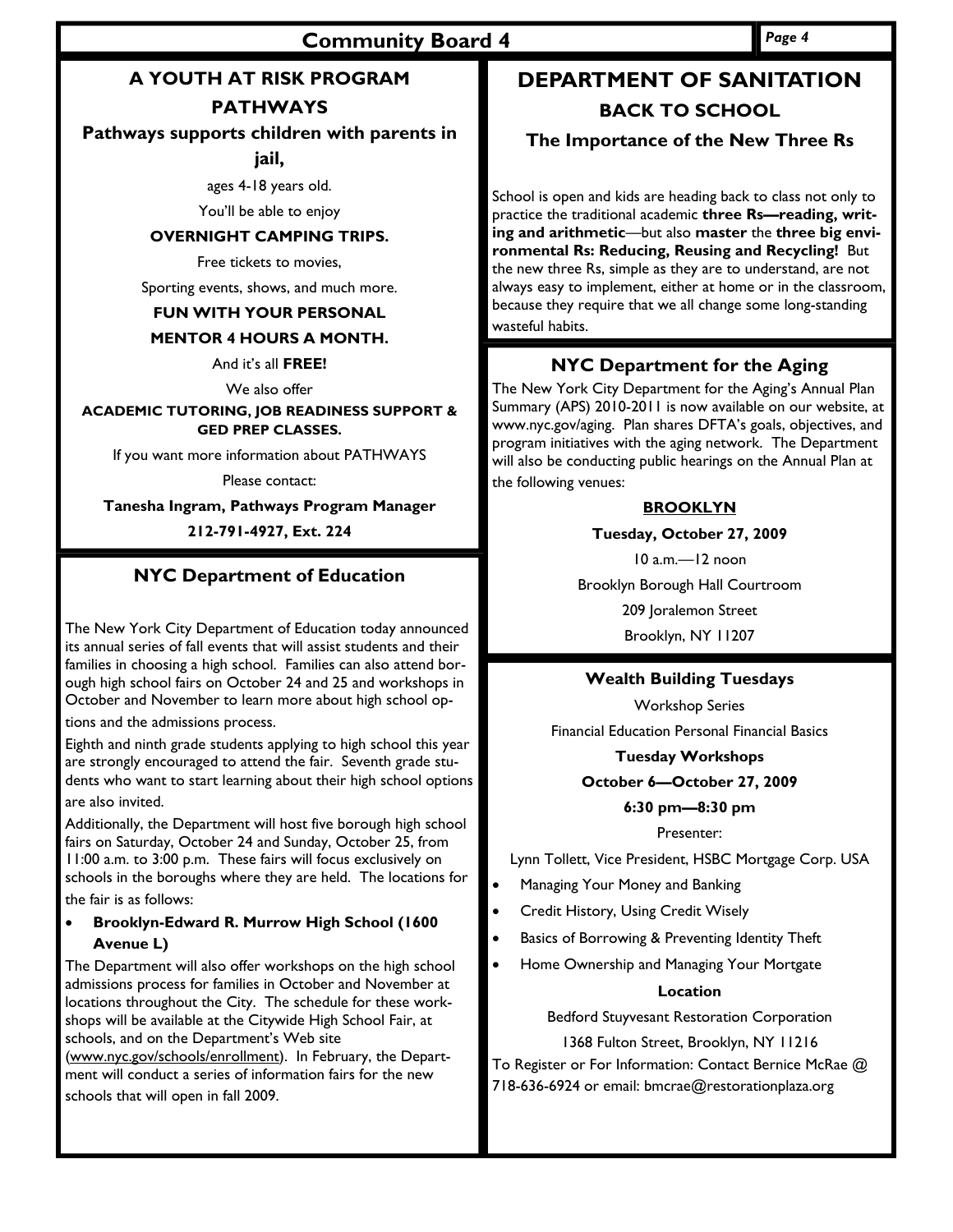# A YOUTH AT RISK PROGRAM

## PATHWAYS

### Pathways supports children with parents in jail,

ages 4-18 years old.

You'll be able to enjoy

**OVERNIGHT CAMPING TRIPS.**

Free tickets to movies,

Sporting events, shows, and much more.

**FUN WITH YOUR PERSONAL MENTOR 4 HOURS A MONTH.**

And it's all **FREE!**

We also offer

**ACADEMIC TUTORING, JOB READINESS SUPPORT & GED PREP CLASSES.**

If you want more information about PATHWAYS

Please contact:

**Tanesha Ingram, Pathways Program Manager**

**212-791-4927, Ext. 224**

## NYC Department of Education

The New York City Department of Education today announced its annual series of fall events that will assist students and their families in choosing a high school. Families can also attend borough high school fairs on October 24 and 25 and workshops in October and November to learn more about high school options and the admissions process.

Eighth and ninth grade students applying to high school this year are strongly encouraged to attend the fair. Seventh grade students who want to start learning about their high school options are also invited.

Additionally, the Department will host five borough high school fairs on Saturday, October 24 and Sunday, October 25, from 11:00 a.m. to 3:00 p.m. These fairs will focus exclusively on schools in the boroughs where they are held. The locations for the fair is as follows:

- **Brooklyn-Edward R. Murrow High School (1600 Avenue L)**

The Department will also offer workshops on the high school admissions process for families in October and November at locations throughout the City. The schedule for these workshops will be available at the Citywide High School Fair, at schools, and on the Department's Web site (www.nyc.gov/schools/enrollment). In February, the Department will conduct a series of information fairs for the new schools that will open in fall 2009.

# DEPARTMENT OF SANITATION

## BACK TO SCHOOL

### The Importance of the New Three Rs

School is open and kids are heading back to class not only to practice the traditional academic **three Rs—reading, writing and arithmetic**—but also **master** the **three big environmental Rs: Reducing, Reusing and Recycling!** But the new three Rs, simple as they are to understand, are not always easy to implement, either at home or in the classroom, because they require that we all change some long-standing wasteful habits.

## NYC Department for the Aging

The New York City Department for the Aging's Annual Plan Summary (APS) 2010-2011 is now available on our website, at www.nyc.gov/aging. Plan shares DFTA's goals, objectives, and program initiatives with the aging network. The Department will also be conducting public hearings on the Annual Plan at the following venues:

**BROOKLYN**

**Tuesday, October 27, 2009**

10 a.m.—12 noon

Brooklyn Borough Hall Courtroom

209 Joralemon Street

Brooklyn, NY 11207

## Wealth Building Tuesdays

Workshop Series

Financial Education Personal Financial Basics

**Tuesday Workshops**

**October 6—October 27, 2009**

**6:30 pm—8:30 pm**

Presenter:

Lynn Tollett, Vice President, HSBC Mortgage Corp. USA

- Managing Your Money and Banking
- Credit History, Using Credit Wisely
- Basics of Borrowing & Preventing Identity Theft
- Home Ownership and Managing Your Mortgate

**Location**

Bedford Stuyvesant Restoration Corporation

1368 Fulton Street, Brooklyn, NY 11216

To Register or For Information: Contact Bernice McRae @ 718-636-6924 or email: bmcrae@restorationplaza.org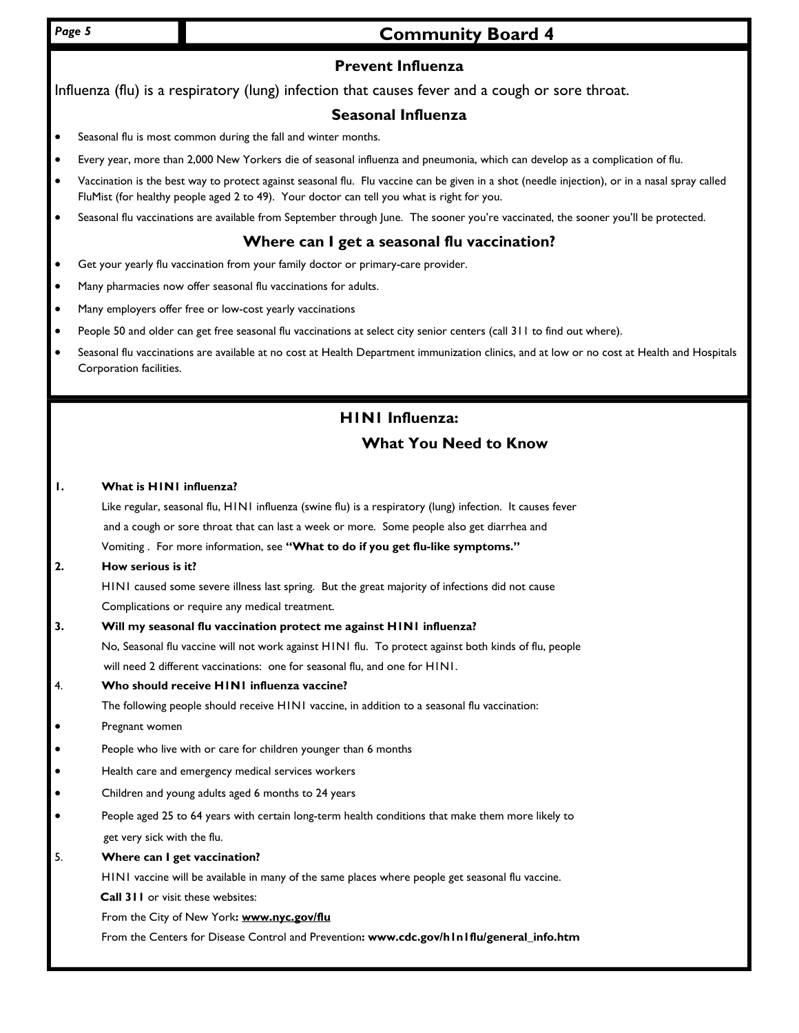## Prevent Influenza

Influenza (flu) is a respiratory (lung) infection that causes fever and a cough or sore throat.

### Seasonal Influenza

- Seasonal flu is most common during the fall and winter months.
- Every year, more than 2,000 New Yorkers die of seasonal influenza and pneumonia, which can develop as a complication of flu.
- Vaccination is the best way to protect against seasonal flu. Flu vaccine can be given in a shot (needle injection), or in a nasal spray called FluMist (for healthy people aged 2 to 49). Your doctor can tell you what is right for you.
- Seasonal flu vaccinations are available from September through June. The sooner you're vaccinated, the sooner you'll be protected.

### Where can I get a seasonal flu vaccination?

- Get your yearly flu vaccination from your family doctor or primary-care provider.
- Many pharmacies now offer seasonal flu vaccinations for adults.
- Many employers offer free or low-cost yearly vaccinations
- People 50 and older can get free seasonal flu vaccinations at select city senior centers (call 311 to find out where).
- Seasonal flu vaccinations are available at no cost at Health Department immunization clinics, and at low or no cost at Health and Hospitals Corporation facilities.

## H1N1 Influenza:

## What You Need to Know

1. **What is H1N1 influenza?**

   Like regular, seasonal flu, H1N1 influenza (swine flu) is a respiratory (lung) infection. It causes fever and a cough or sore throat that can last a week or more. Some people also get diarrhea and Vomiting . For more information, see **"What to do if you get flu-like symptoms."**

2. **How serious is it?**

   H1N1 caused some severe illness last spring. But the great majority of infections did not cause Complications or require any medical treatment.

3. **Will my seasonal flu vaccination protect me against H1N1 influenza?**

   No, Seasonal flu vaccine will not work against H1N1 flu. To protect against both kinds of flu, people will need 2 different vaccinations: one for seasonal flu, and one for H1N1.

4. **Who should receive H1N1 influenza vaccine?**

   The following people should receive H1N1 vaccine, in addition to a seasonal flu vaccination:

   - Pregnant women
   - People who live with or care for children younger than 6 months
   - Health care and emergency medical services workers
   - Children and young adults aged 6 months to 24 years
   - People aged 25 to 64 years with certain long-term health conditions that make them more likely to get very sick with the flu.

5. **Where can I get vaccination?**

   H1N1 vaccine will be available in many of the same places where people get seasonal flu vaccine.

   **Call 311** or visit these websites:

   From the City of New York**: www.nyc.gov/flu**

   From the Centers for Disease Control and Prevention**: www.cdc.gov/h1n1flu/general_info.htm**